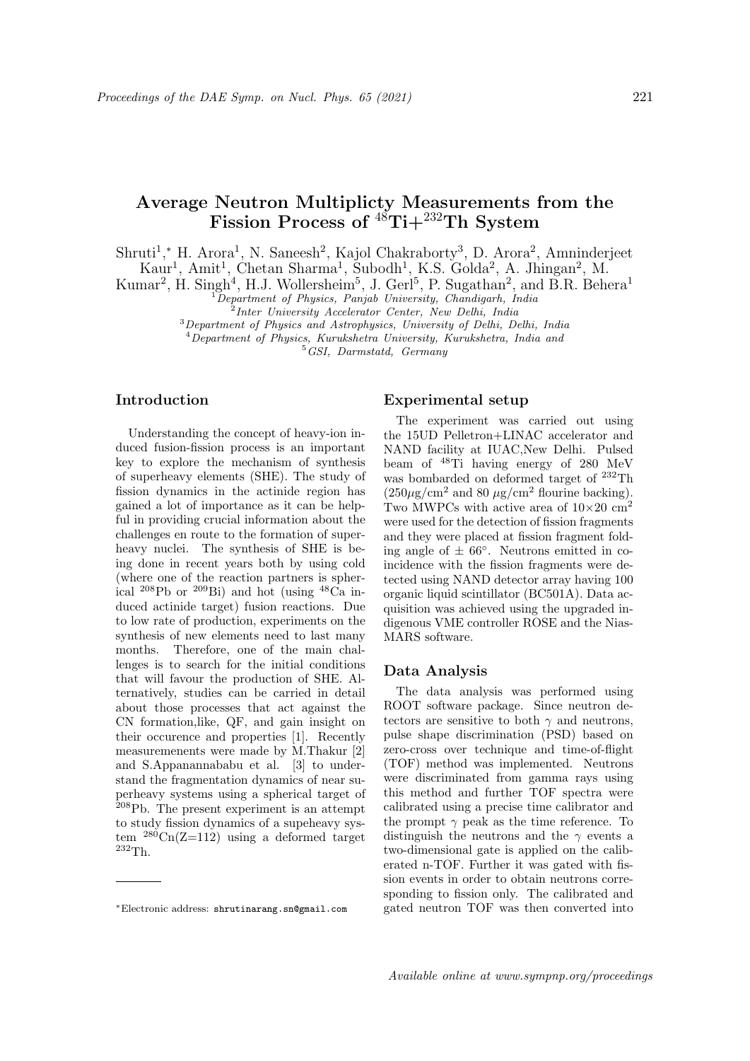# Average Neutron Multiplicty Measurements from the Fission Process of $^{48}$Ti+$^{232}$Th System

Shruti[1],* H. Arora[1], N. Saneesh[2], Kajol Chakraborty[3], D. Arora[2], Amninderjeet Kaur[1], Amit[1], Chetan Sharma[1], Subodh[1], K.S. Golda[2], A. Jhingan[2], M. Kumar[2], H. Singh[4], H.J. Wollersheim[5], J. Gerl[5], P. Sugathan[2], and B.R. Behera[1]

[1] *Department of Physics, Panjab University, Chandigarh, India*
[2] *Inter University Accelerator Center, New Delhi, India*
[3] *Department of Physics and Astrophysics, University of Delhi, Delhi, India*
[4] *Department of Physics, Kurukshetra University, Kurukshetra, India and*
[5] *GSI, Darmstadt, Germany*

## Introduction

Understanding the concept of heavy-ion induced fusion-fission process is an important key to explore the mechanism of synthesis of superheavy elements (SHE). The study of fission dynamics in the actinide region has gained a lot of importance as it can be helpful in providing crucial information about the challenges en route to the formation of superheavy nuclei. The synthesis of SHE is being done in recent years both by using cold (where one of the reaction partners is spherical $^{208}$Pb or $^{209}$Bi) and hot (using $^{48}$Ca induced actinide target) fusion reactions. Due to low rate of production, experiments on the synthesis of new elements need to last many months. Therefore, one of the main challenges is to search for the initial conditions that will favour the production of SHE. Alternatively, studies can be carried in detail about those processes that act against the CN formation,like, QF, and gain insight on their occurence and properties [1]. Recently measurements were made by M.Thakur [2] and S.Appanannababu et al. [3] to understand the fragmentation dynamics of near superheavy systems using a spherical target of $^{208}$Pb. The present experiment is an attempt to study fission dynamics of a supeheavy system $^{280}$Cn(Z=112) using a deformed target $^{232}$Th.

## Experimental setup

The experiment was carried out using the 15UD Pelletron+LINAC accelerator and NAND facility at IUAC,New Delhi. Pulsed beam of $^{48}$Ti having energy of 280 MeV was bombarded on deformed target of $^{232}$Th ($250\mu$g/cm$^2$ and 80 $\mu$g/cm$^2$ flourine backing). Two MWPCs with active area of $10\times20$ cm$^2$ were used for the detection of fission fragments and they were placed at fission fragment folding angle of $\pm$ 66°. Neutrons emitted in coincidence with the fission fragments were detected using NAND detector array having 100 organic liquid scintillator (BC501A). Data acquisition was achieved using the upgraded indigenous VME controller ROSE and the Nias-MARS software.

## Data Analysis

The data analysis was performed using ROOT software package. Since neutron detectors are sensitive to both $\gamma$ and neutrons, pulse shape discrimination (PSD) based on zero-cross over technique and time-of-flight (TOF) method was implemented. Neutrons were discriminated from gamma rays using this method and further TOF spectra were calibrated using a precise time calibrator and the prompt $\gamma$ peak as the time reference. To distinguish the neutrons and the $\gamma$ events a two-dimensional gate is applied on the caliberated n-TOF. Further it was gated with fission events in order to obtain neutrons corresponding to fission only. The calibrated and gated neutron TOF was then converted into

*Electronic address: shrutinarang.sn@gmail.com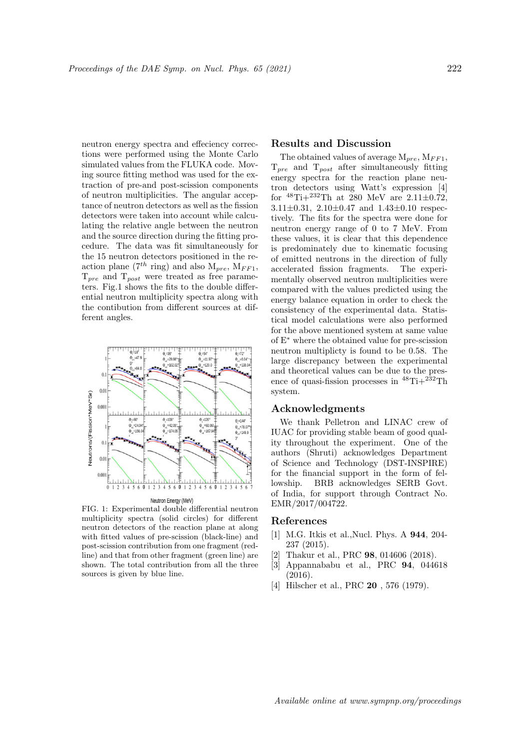neutron energy spectra and effeciency corrections were performed using the Monte Carlo simulated values from the FLUKA code. Moving source fitting method was used for the extraction of pre-and post-scission components of neutron multiplicities. The angular acceptance of neutron detectors as well as the fission detectors were taken into account while calculating the relative angle between the neutron and the source direction during the fitting procedure. The data was fit simultaneously for the 15 neutron detectors positioned in the reaction plane ($7^{th}$ ring) and also $M_{pre}$, $M_{FF1}$, $T_{pre}$ and $T_{post}$ were treated as free parameters. Fig.1 shows the fits to the double differential neutron multiplicity spectra along with the contibution from different sources at different angles.

Neutrons/(Fission*MeV*Sr)

Neutron Energy (MeV)

FIG. 1: Experimental double differential neutron multiplicity spectra (solid circles) for different neutron detectors of the reaction plane at along with fitted values of pre-scission (black-line) and post-scission contribution from one fragment (red-line) and that from other fragment (green line) are shown. The total contribution from all the three sources is given by blue line.

## Results and Discussion

The obtained values of average $M_{pre}$, $M_{FF1}$, $T_{pre}$ and $T_{post}$ after simultaneously fitting energy spectra for the reaction plane neutron detectors using Watt's expression [4] for $^{48}$Ti+$^{232}$Th at 280 MeV are 2.11±0.72, 3.11±0.31, 2.10±0.47 and 1.43±0.10 respectively. The fits for the spectra were done for neutron energy range of 0 to 7 MeV. From these values, it is clear that this dependence is predominately due to kinematic focusing of emitted neutrons in the direction of fully accelerated fission fragments. The experimentally observed neutron multiplicities were compared with the values predicted using the energy balance equation in order to check the consistency of the experimental data. Statistical model calculations were also performed for the above mentioned system at same value of $E^*$ where the obtained value for pre-scission neutron multiplicty is found to be 0.58. The large discrepancy between the experimental and theoretical values can be due to the presence of quasi-fission processes in $^{48}$Ti+$^{232}$Th system.

## Acknowledgments

We thank Pelletron and LINAC crew of IUAC for providing stable beam of good quality throughout the experiment. One of the authors (Shruti) acknowledges Department of Science and Technology (DST-INSPIRE) for the financial support in the form of fellowship. BRB acknowledges SERB Govt. of India, for support through Contract No. EMR/2017/004722.

## References

[1] M.G. Itkis et al.,Nucl. Phys. A **944**, 204-237 (2015).

[2] Thakur et al., PRC **98**, 014606 (2018).

[3] Appannababu et al., PRC **94**, 044618 (2016).

[4] Hilscher et al., PRC **20** , 576 (1979).